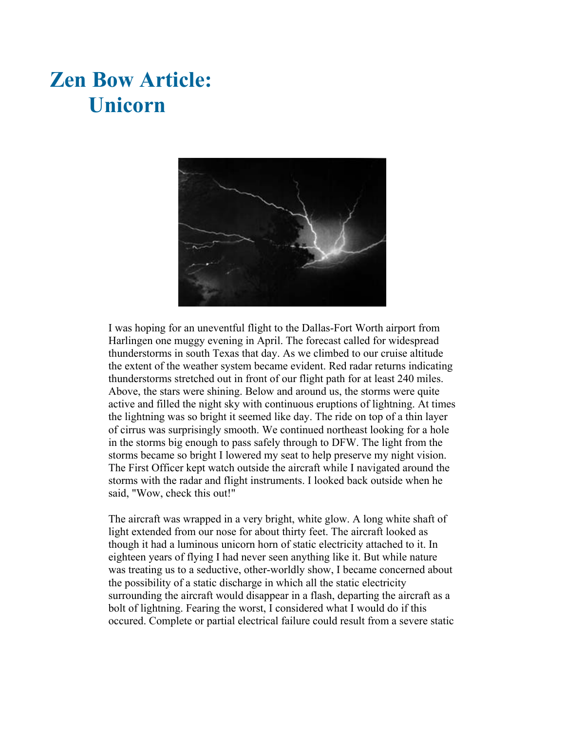# Zen Bow Article: Unicorn

I was hoping for an uneventful flight to the Dallas-Fort Worth airport from Harlingen one muggy evening in April. The forecast called for widespread thunderstorms in south Texas that day. As we climbed to our cruise altitude the extent of the weather system became evident. Red radar returns indicating thunderstorms stretched out in front of our flight path for at least 240 miles. Above, the stars were shining. Below and around us, the storms were quite active and filled the night sky with continuous eruptions of lightning. At times the lightning was so bright it seemed like day. The ride on top of a thin layer of cirrus was surprisingly smooth. We continued northeast looking for a hole in the storms big enough to pass safely through to DFW. The light from the storms became so bright I lowered my seat to help preserve my night vision. The First Officer kept watch outside the aircraft while I navigated around the storms with the radar and flight instruments. I looked back outside when he said, "Wow, check this out!"

The aircraft was wrapped in a very bright, white glow. A long white shaft of light extended from our nose for about thirty feet. The aircraft looked as though it had a luminous unicorn horn of static electricity attached to it. In eighteen years of flying I had never seen anything like it. But while nature was treating us to a seductive, other-worldly show, I became concerned about the possibility of a static discharge in which all the static electricity surrounding the aircraft would disappear in a flash, departing the aircraft as a bolt of lightning. Fearing the worst, I considered what I would do if this occured. Complete or partial electrical failure could result from a severe static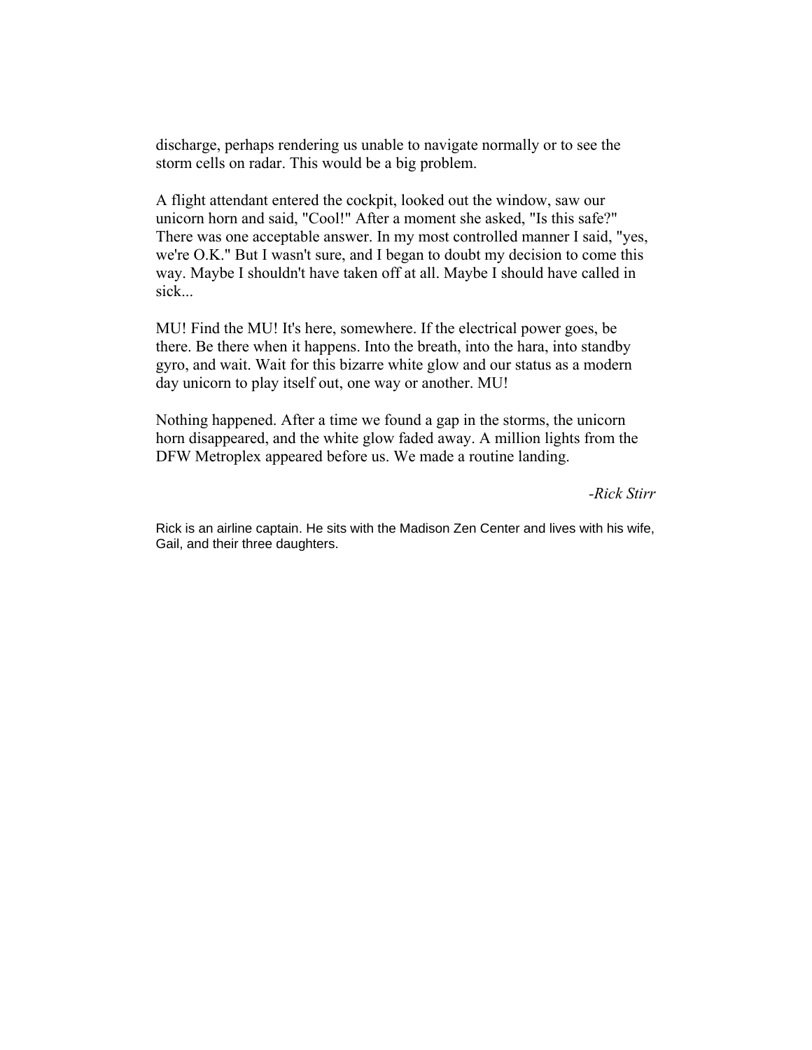discharge, perhaps rendering us unable to navigate normally or to see the storm cells on radar. This would be a big problem.

A flight attendant entered the cockpit, looked out the window, saw our unicorn horn and said, "Cool!" After a moment she asked, "Is this safe?" There was one acceptable answer. In my most controlled manner I said, "yes, we're O.K." But I wasn't sure, and I began to doubt my decision to come this way. Maybe I shouldn't have taken off at all. Maybe I should have called in sick...

MU! Find the MU! It's here, somewhere. If the electrical power goes, be there. Be there when it happens. Into the breath, into the hara, into standby gyro, and wait. Wait for this bizarre white glow and our status as a modern day unicorn to play itself out, one way or another. MU!

Nothing happened. After a time we found a gap in the storms, the unicorn horn disappeared, and the white glow faded away. A million lights from the DFW Metroplex appeared before us. We made a routine landing.

*-Rick Stirr*

Rick is an airline captain. He sits with the Madison Zen Center and lives with his wife, Gail, and their three daughters.